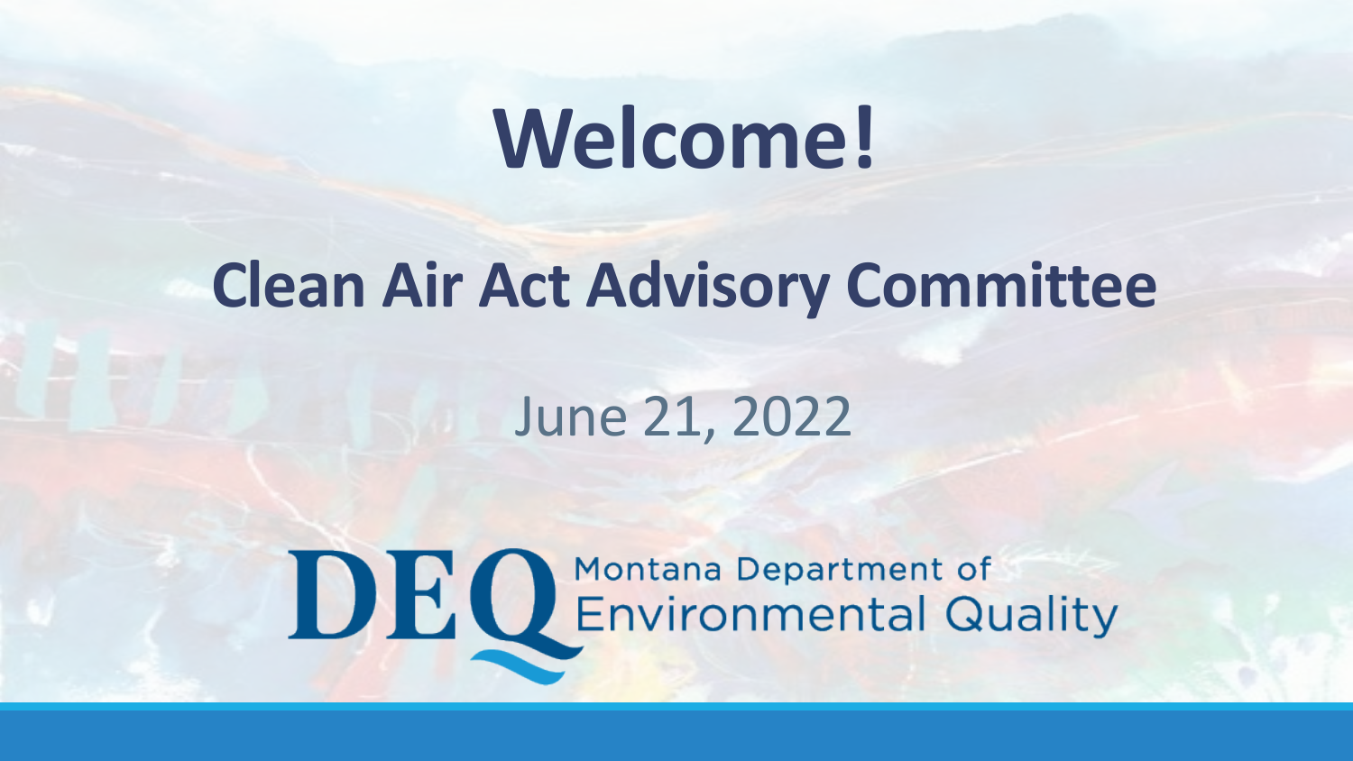# Welcome!

## Clean Air Act Advisory Committee

June 21, 2022

DEQ Montana Department of Environmental Quality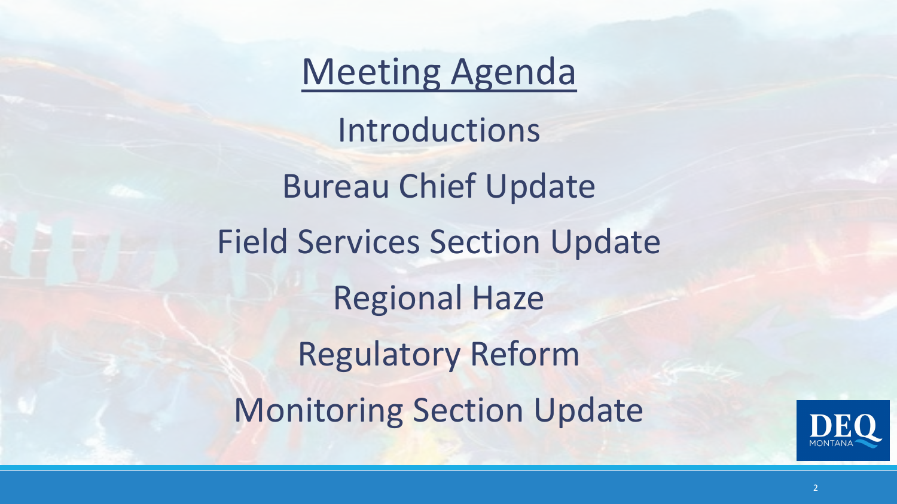# Meeting Agenda

Introductions

Bureau Chief Update

Field Services Section Update

Regional Haze

Regulatory Reform

Monitoring Section Update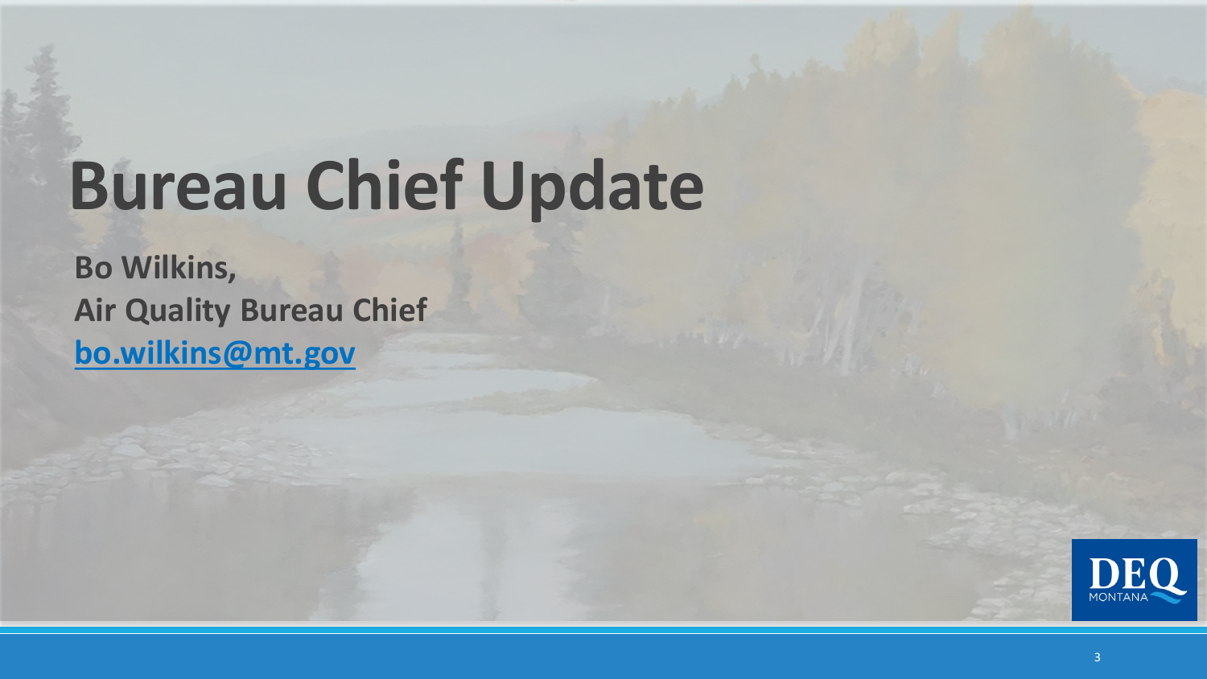# Bureau Chief Update

**Bo Wilkins,**
**Air Quality Bureau Chief**
**bo.wilkins@mt.gov**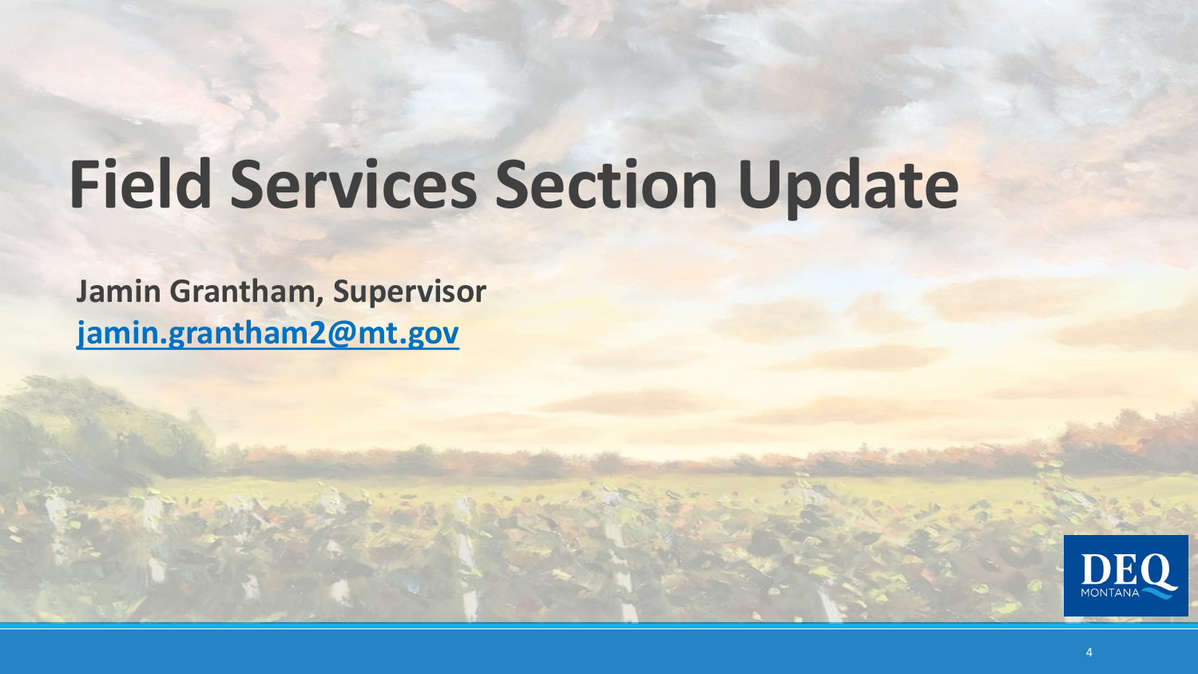# Field Services Section Update

**Jamin Grantham, Supervisor**
**[jamin.grantham2@mt.gov](mailto:jamin.grantham2@mt.gov)**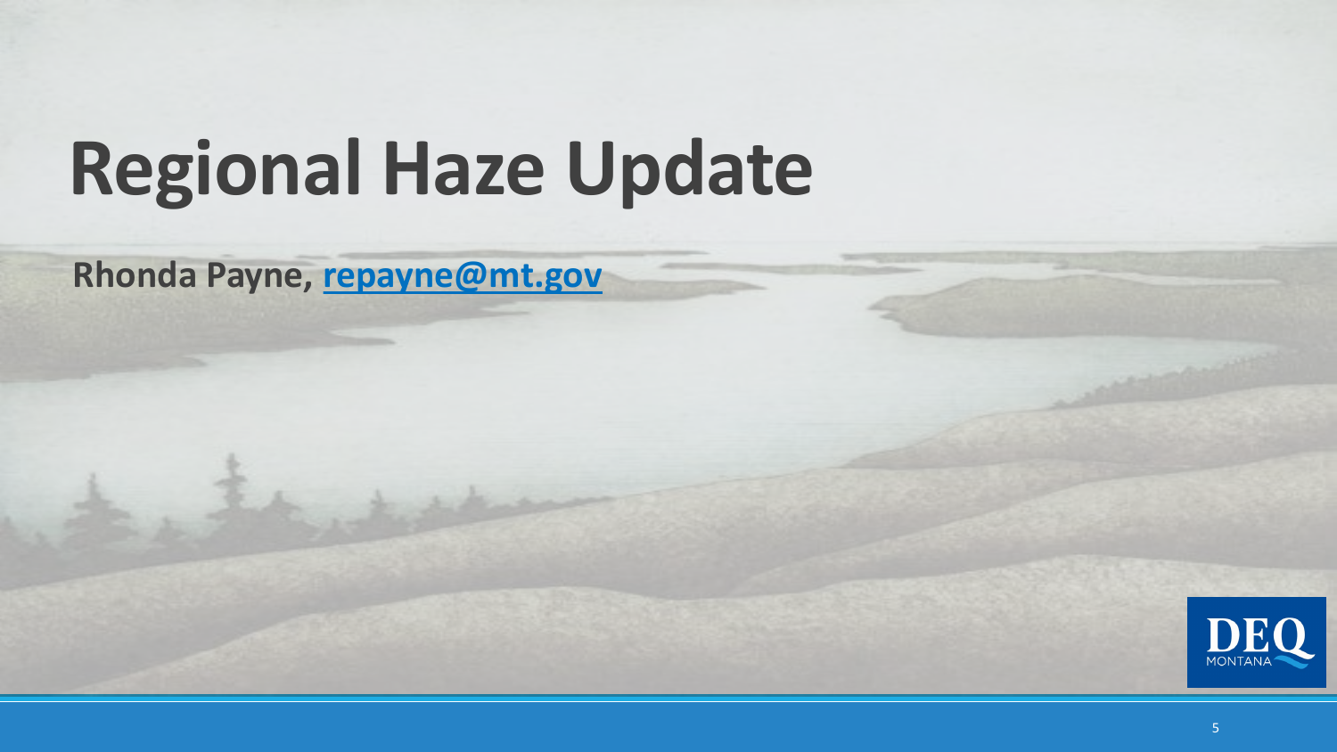# Regional Haze Update

**Rhonda Payne, [repayne@mt.gov](mailto:repayne@mt.gov)**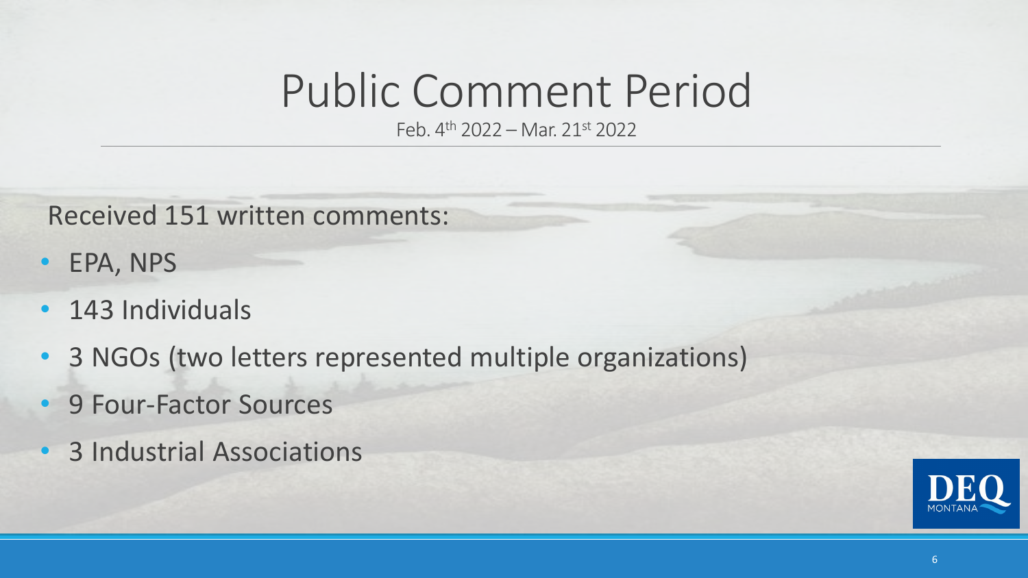# Public Comment Period

Feb. 4th 2022 – Mar. 21st 2022

Received 151 written comments:

- EPA, NPS
- 143 Individuals
- 3 NGOs (two letters represented multiple organizations)
- 9 Four-Factor Sources
- 3 Industrial Associations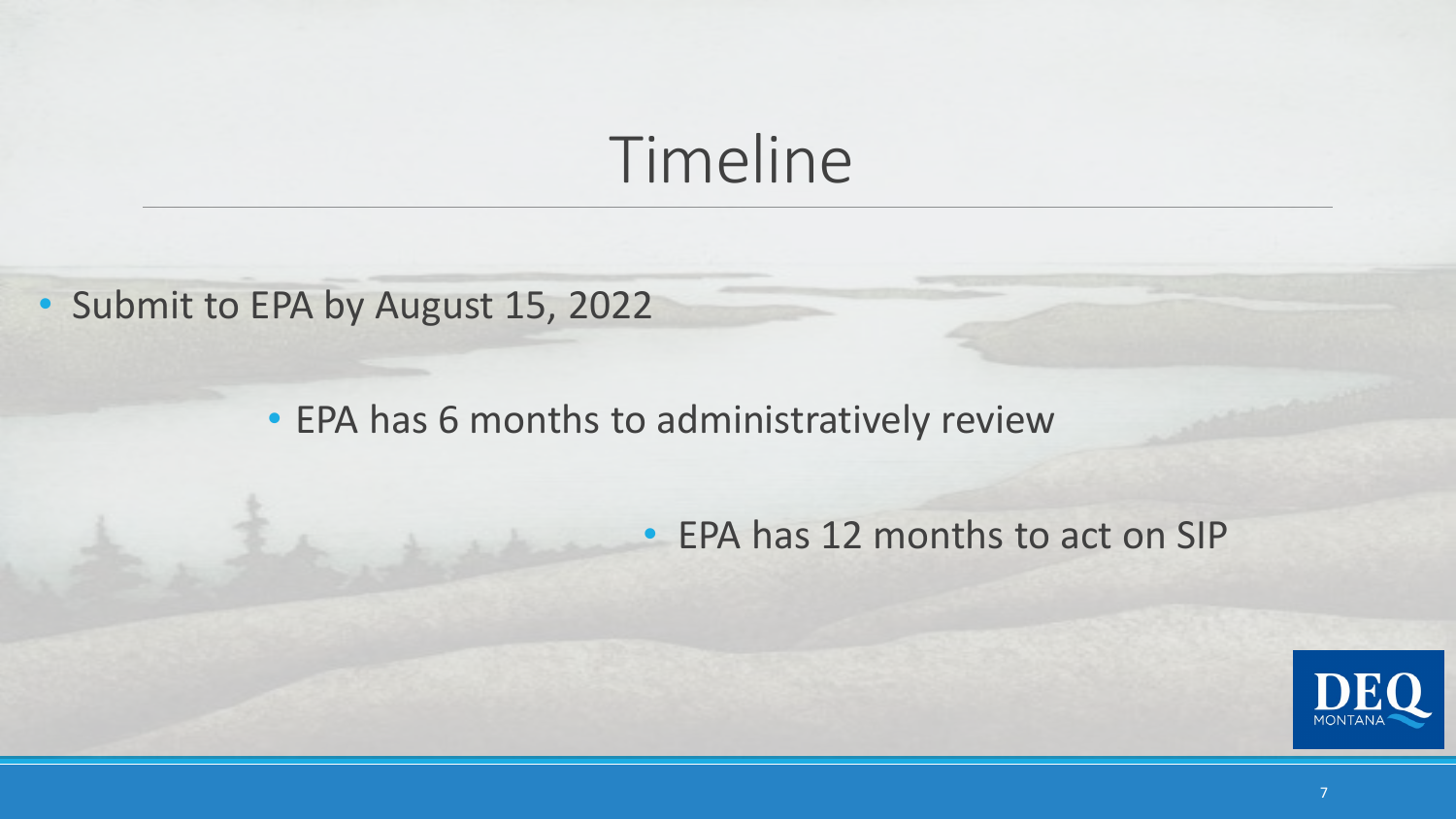# Timeline

- Submit to EPA by August 15, 2022
  - EPA has 6 months to administratively review
    - EPA has 12 months to act on SIP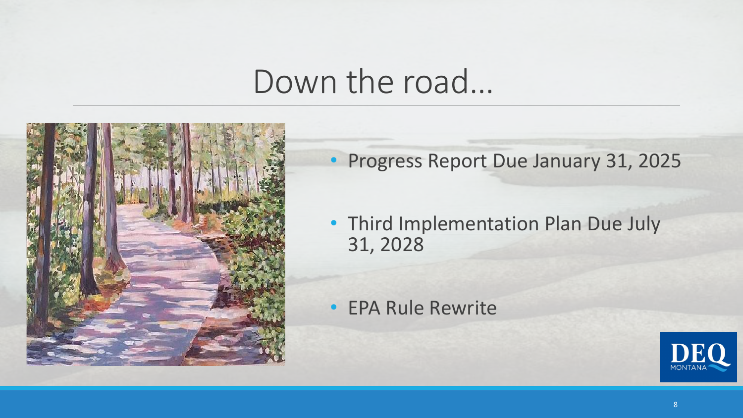# Down the road...

- Progress Report Due January 31, 2025
- Third Implementation Plan Due July 31, 2028
- EPA Rule Rewrite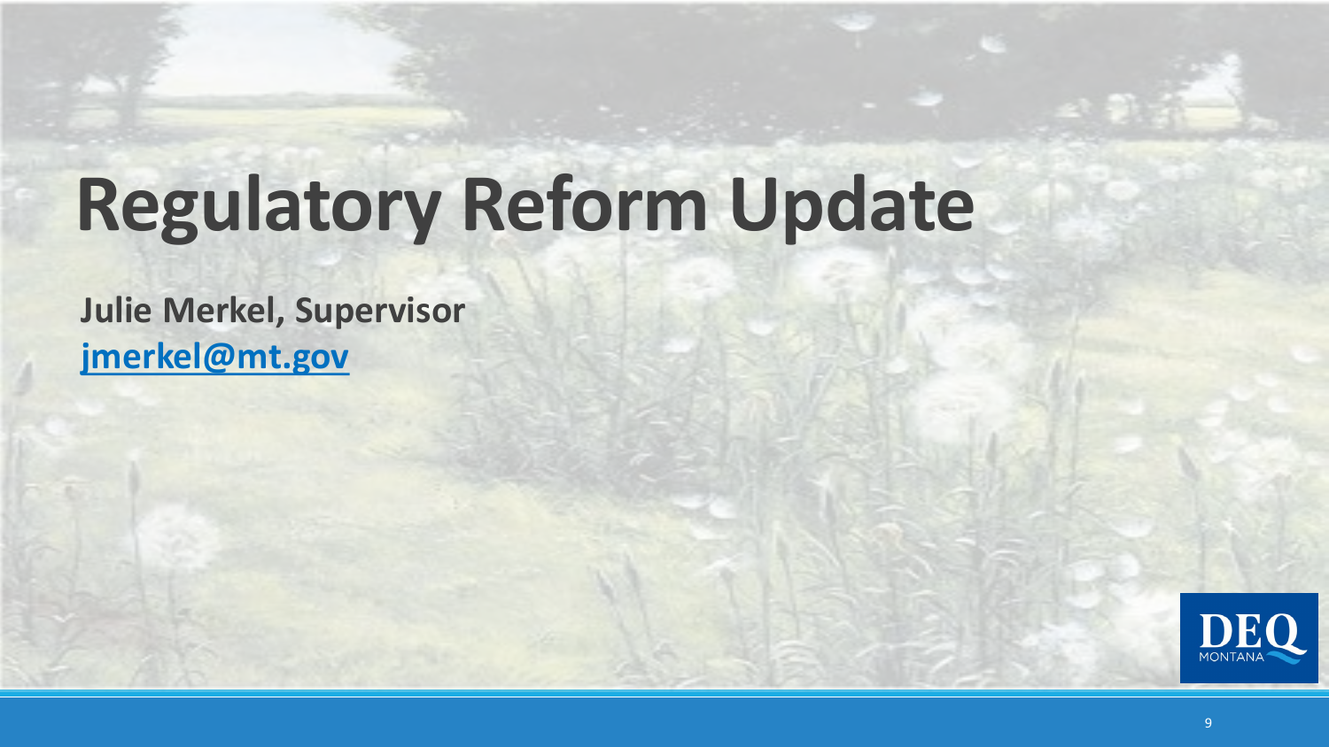# Regulatory Reform Update

**Julie Merkel, Supervisor**

**[jmerkel@mt.gov](mailto:jmerkel@mt.gov)**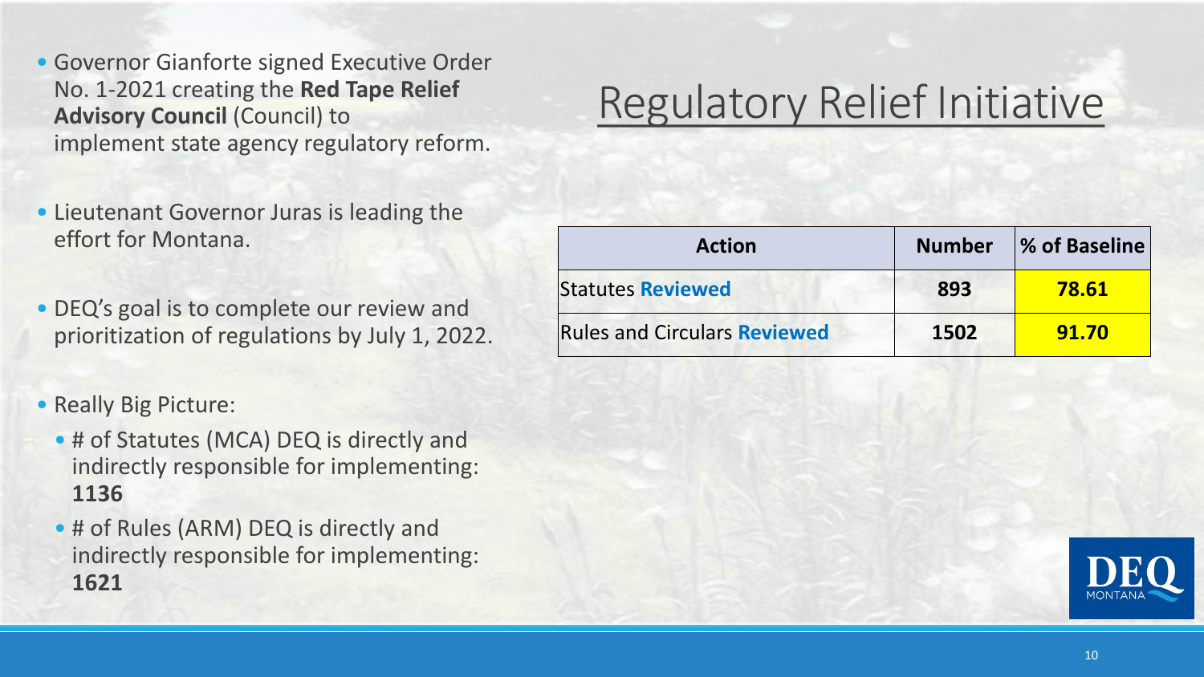# Regulatory Relief Initiative

- Governor Gianforte signed Executive Order No. 1-2021 creating the **Red Tape Relief Advisory Council** (Council) to implement state agency regulatory reform.
- Lieutenant Governor Juras is leading the effort for Montana.
- DEQ's goal is to complete our review and prioritization of regulations by July 1, 2022.
- Really Big Picture:
  - # of Statutes (MCA) DEQ is directly and indirectly responsible for implementing: **1136**
  - # of Rules (ARM) DEQ is directly and indirectly responsible for implementing: **1621**

| Action | Number | % of Baseline |
|---|---|---|
| Statutes **Reviewed** | **893** | **78.61** |
| Rules and Circulars **Reviewed** | **1502** | **91.70** |

DEQ MONTANA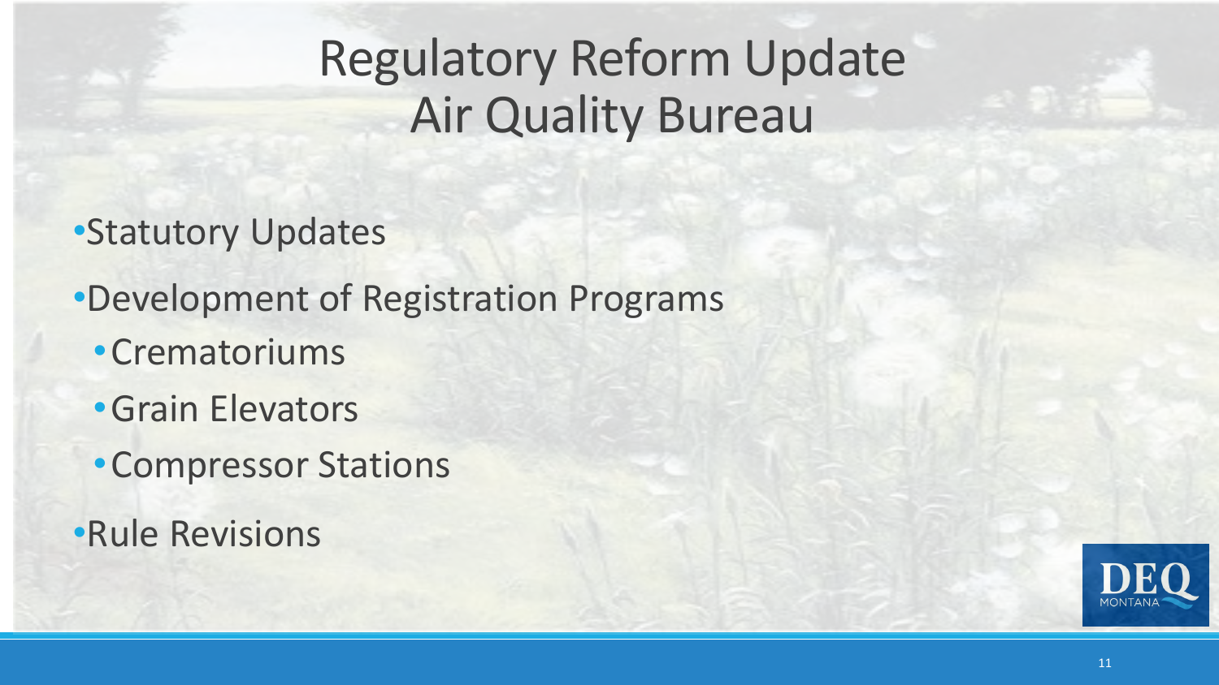# Regulatory Reform Update
# Air Quality Bureau

- Statutory Updates
- Development of Registration Programs
  - Crematoriums
  - Grain Elevators
  - Compressor Stations
- Rule Revisions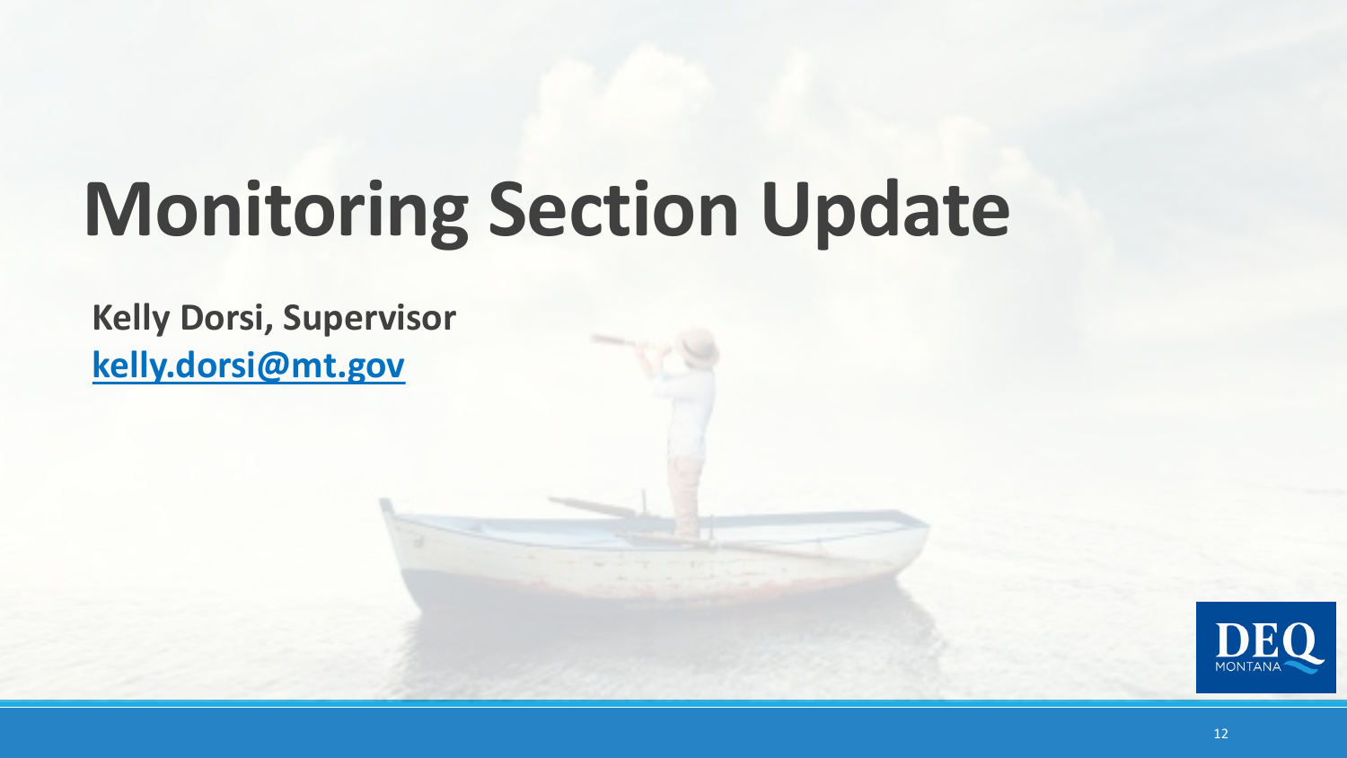# Monitoring Section Update

**Kelly Dorsi, Supervisor**
**kelly.dorsi@mt.gov**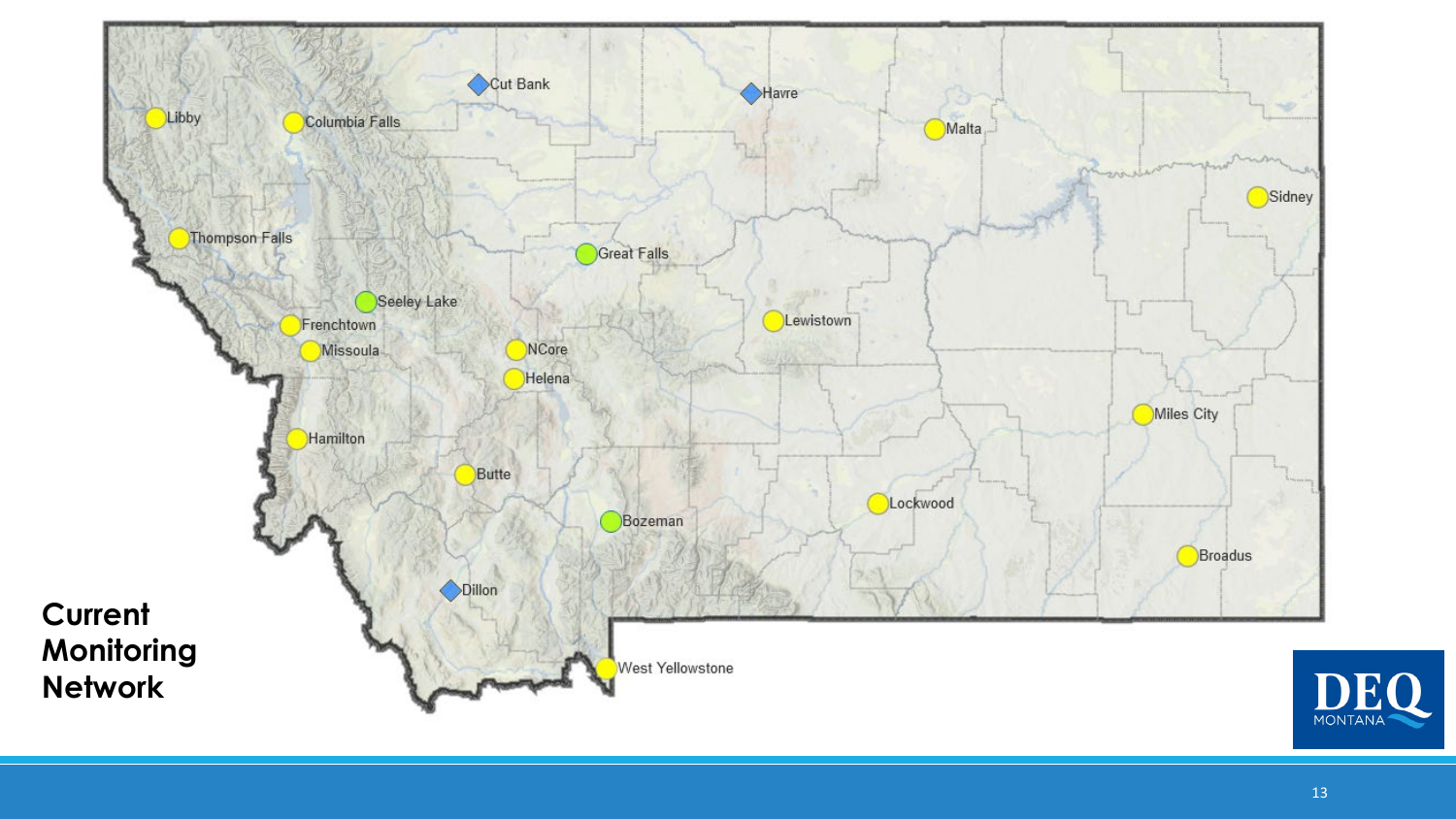# Current Monitoring Network

Libby
Columbia Falls
Cut Bank
Havre
Malta
Sidney
Thompson Falls
Great Falls
Seeley Lake
Frenchtown
Missoula
NCore
Helena
Lewistown
Miles City
Hamilton
Butte
Lockwood
Bozeman
Broadus
Dillon
West Yellowstone

DEQ MONTANA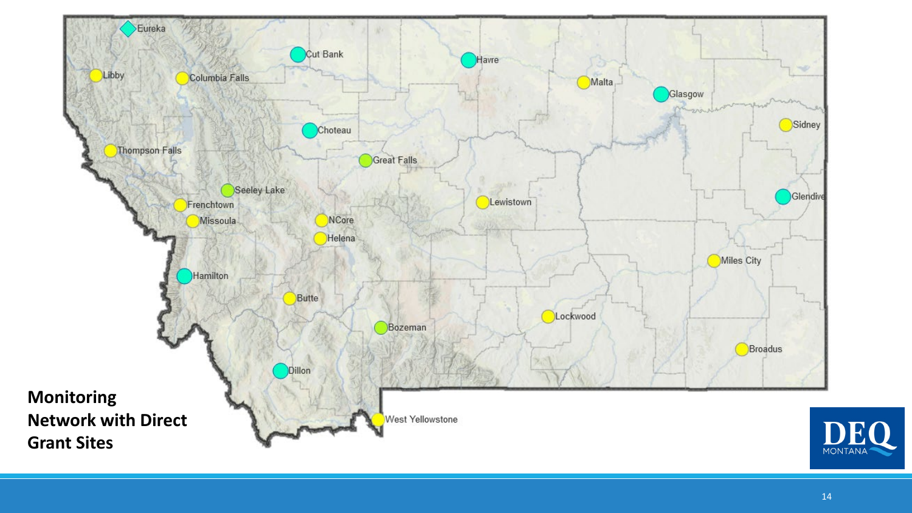Eureka

Cut Bank

Havre

Libby

Columbia Falls

Malta

Glasgow

Sidney

Choteau

Thompson Falls

Great Falls

Seeley Lake

Lewistown

Glendive

Frenchtown

Missoula

NCore

Helena

Miles City

Hamilton

Butte

Lockwood

Bozeman

Broadus

Dillon

West Yellowstone

**Monitoring Network with Direct Grant Sites**

DEQ MONTANA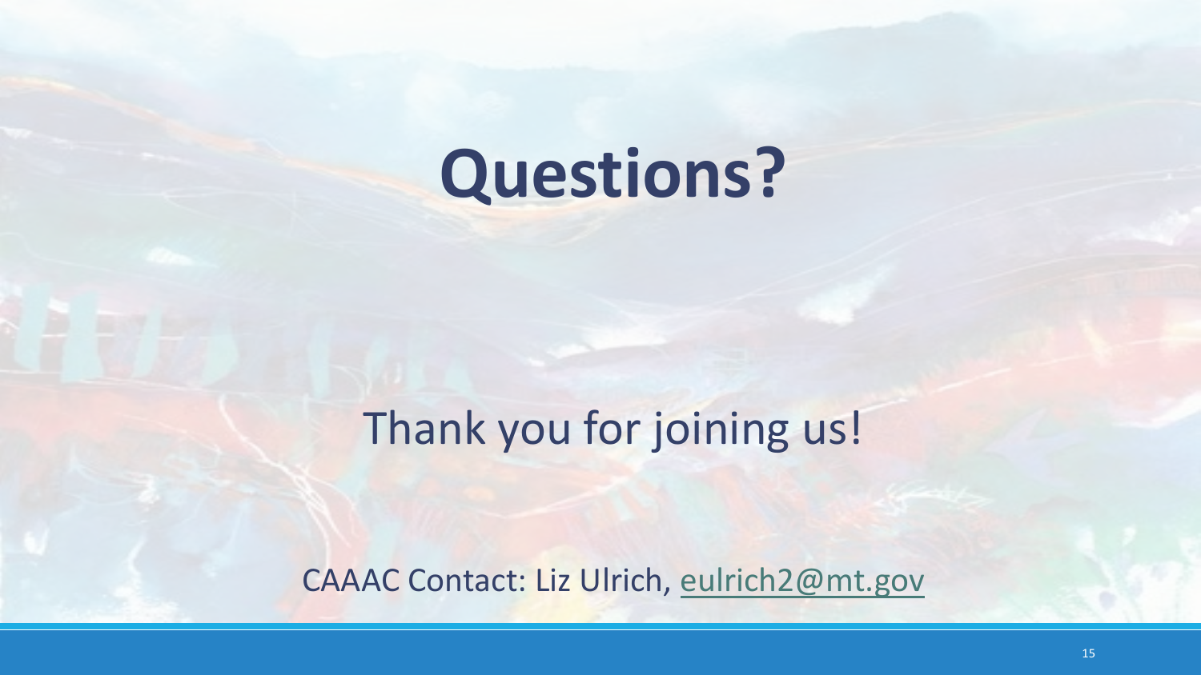# Questions?

Thank you for joining us!

CAAAC Contact: Liz Ulrich, eulrich2@mt.gov